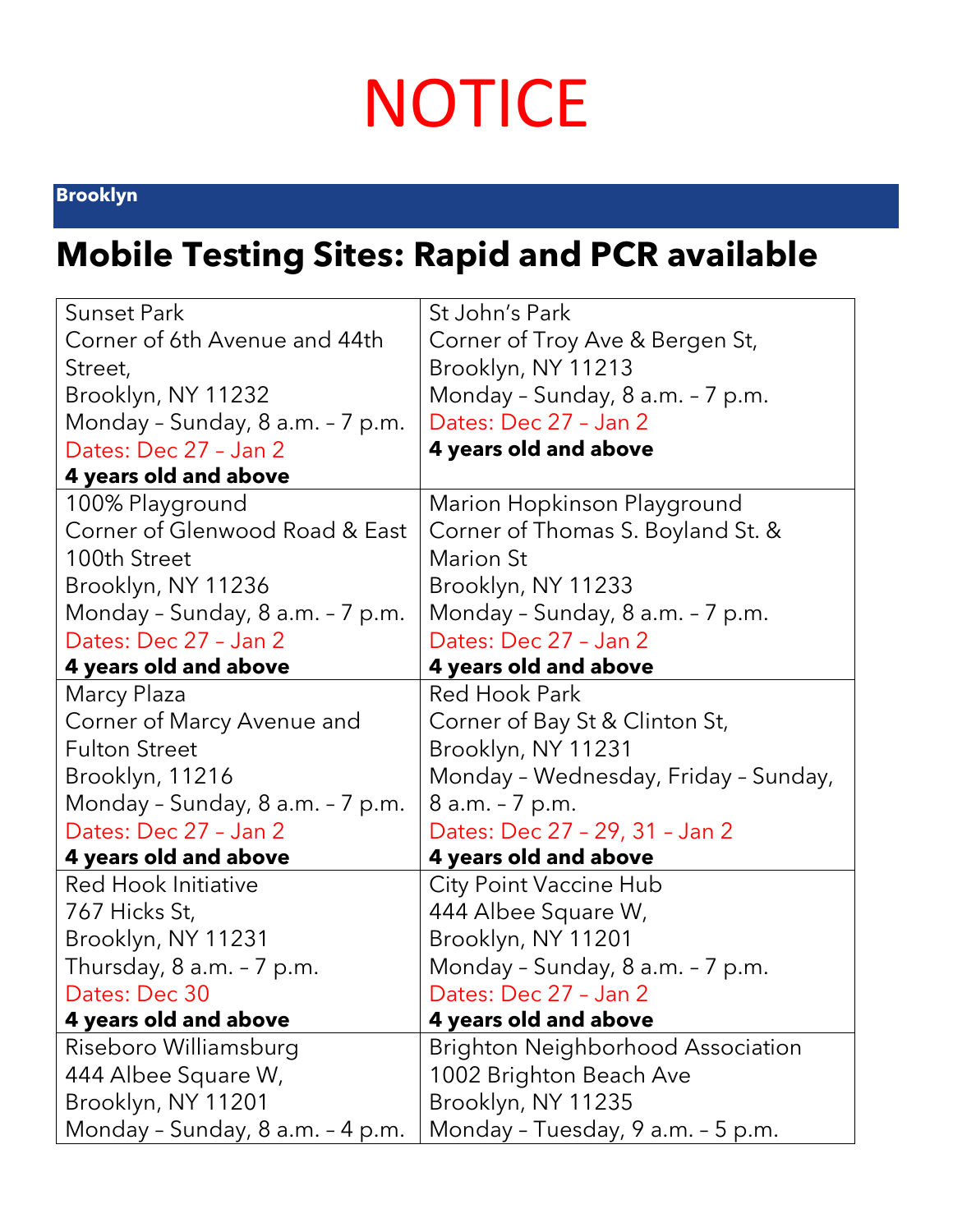# NOTICE

**Brooklyn**

## Mobile Testing Sites: Rapid and PCR available

| | |
|---|---|
| Sunset Park<br>Corner of 6th Avenue and 44th Street,<br>Brooklyn, NY 11232<br>Monday – Sunday, 8 a.m. – 7 p.m.<br>Dates: Dec 27 – Jan 2<br>**4 years old and above** | St John's Park<br>Corner of Troy Ave & Bergen St,<br>Brooklyn, NY 11213<br>Monday – Sunday, 8 a.m. – 7 p.m.<br>Dates: Dec 27 – Jan 2<br>**4 years old and above** |
| 100% Playground<br>Corner of Glenwood Road & East 100th Street<br>Brooklyn, NY 11236<br>Monday – Sunday, 8 a.m. – 7 p.m.<br>Dates: Dec 27 – Jan 2<br>**4 years old and above** | Marion Hopkinson Playground<br>Corner of Thomas S. Boyland St. & Marion St<br>Brooklyn, NY 11233<br>Monday – Sunday, 8 a.m. – 7 p.m.<br>Dates: Dec 27 – Jan 2<br>**4 years old and above** |
| Marcy Plaza<br>Corner of Marcy Avenue and Fulton Street<br>Brooklyn, 11216<br>Monday – Sunday, 8 a.m. – 7 p.m.<br>Dates: Dec 27 – Jan 2<br>**4 years old and above** | Red Hook Park<br>Corner of Bay St & Clinton St,<br>Brooklyn, NY 11231<br>Monday – Wednesday, Friday – Sunday, 8 a.m. – 7 p.m.<br>Dates: Dec 27 – 29, 31 – Jan 2<br>**4 years old and above** |
| Red Hook Initiative<br>767 Hicks St,<br>Brooklyn, NY 11231<br>Thursday, 8 a.m. – 7 p.m.<br>Dates: Dec 30<br>**4 years old and above** | City Point Vaccine Hub<br>444 Albee Square W,<br>Brooklyn, NY 11201<br>Monday – Sunday, 8 a.m. – 7 p.m.<br>Dates: Dec 27 – Jan 2<br>**4 years old and above** |
| Riseboro Williamsburg<br>444 Albee Square W,<br>Brooklyn, NY 11201<br>Monday – Sunday, 8 a.m. – 4 p.m. | Brighton Neighborhood Association<br>1002 Brighton Beach Ave<br>Brooklyn, NY 11235<br>Monday – Tuesday, 9 a.m. – 5 p.m. |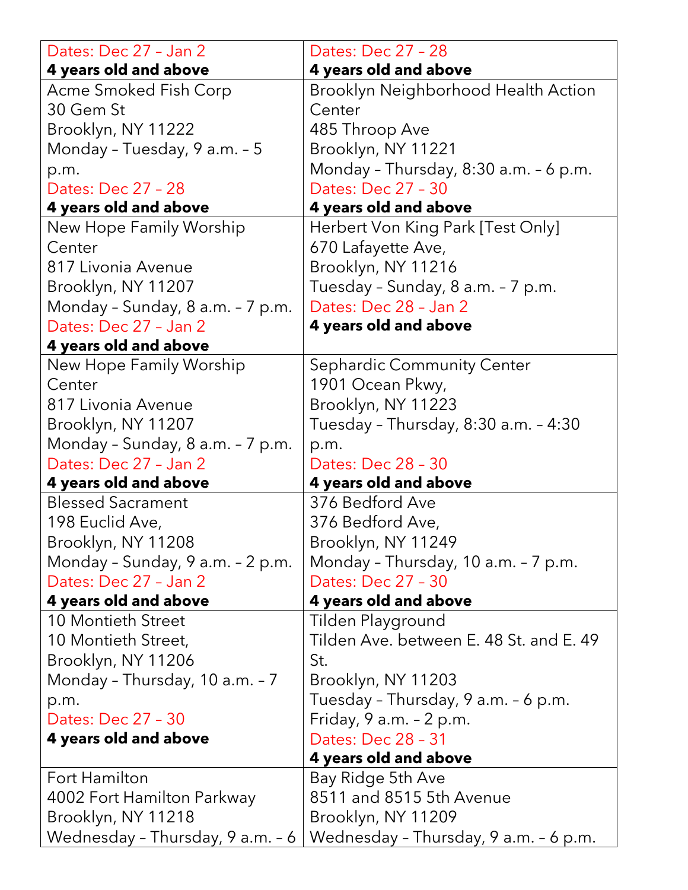| | |
|---|---|
| Dates: Dec 27 – Jan 2<br>**4 years old and above** | Dates: Dec 27 – 28<br>**4 years old and above** |
| Acme Smoked Fish Corp<br>30 Gem St<br>Brooklyn, NY 11222<br>Monday – Tuesday, 9 a.m. – 5 p.m.<br>Dates: Dec 27 – 28<br>**4 years old and above** | Brooklyn Neighborhood Health Action Center<br>485 Throop Ave<br>Brooklyn, NY 11221<br>Monday – Thursday, 8:30 a.m. – 6 p.m.<br>Dates: Dec 27 – 30<br>**4 years old and above** |
| New Hope Family Worship Center<br>817 Livonia Avenue<br>Brooklyn, NY 11207<br>Monday – Sunday, 8 a.m. – 7 p.m.<br>Dates: Dec 27 – Jan 2<br>**4 years old and above** | Herbert Von King Park [Test Only]<br>670 Lafayette Ave,<br>Brooklyn, NY 11216<br>Tuesday – Sunday, 8 a.m. – 7 p.m.<br>Dates: Dec 28 – Jan 2<br>**4 years old and above** |
| New Hope Family Worship Center<br>817 Livonia Avenue<br>Brooklyn, NY 11207<br>Monday – Sunday, 8 a.m. – 7 p.m.<br>Dates: Dec 27 – Jan 2<br>**4 years old and above** | Sephardic Community Center<br>1901 Ocean Pkwy,<br>Brooklyn, NY 11223<br>Tuesday – Thursday, 8:30 a.m. – 4:30 p.m.<br>Dates: Dec 28 – 30<br>**4 years old and above** |
| Blessed Sacrament<br>198 Euclid Ave,<br>Brooklyn, NY 11208<br>Monday – Sunday, 9 a.m. – 2 p.m.<br>Dates: Dec 27 – Jan 2<br>**4 years old and above** | 376 Bedford Ave<br>376 Bedford Ave,<br>Brooklyn, NY 11249<br>Monday – Thursday, 10 a.m. – 7 p.m.<br>Dates: Dec 27 – 30<br>**4 years old and above** |
| 10 Montieth Street<br>10 Montieth Street,<br>Brooklyn, NY 11206<br>Monday – Thursday, 10 a.m. – 7 p.m.<br>Dates: Dec 27 – 30<br>**4 years old and above** | Tilden Playground<br>Tilden Ave. between E. 48 St. and E. 49 St.<br>Brooklyn, NY 11203<br>Tuesday – Thursday, 9 a.m. – 6 p.m.<br>Friday, 9 a.m. – 2 p.m.<br>Dates: Dec 28 – 31<br>**4 years old and above** |
| Fort Hamilton<br>4002 Fort Hamilton Parkway<br>Brooklyn, NY 11218<br>Wednesday – Thursday, 9 a.m. – 6 | Bay Ridge 5th Ave<br>8511 and 8515 5th Avenue<br>Brooklyn, NY 11209<br>Wednesday – Thursday, 9 a.m. – 6 p.m. |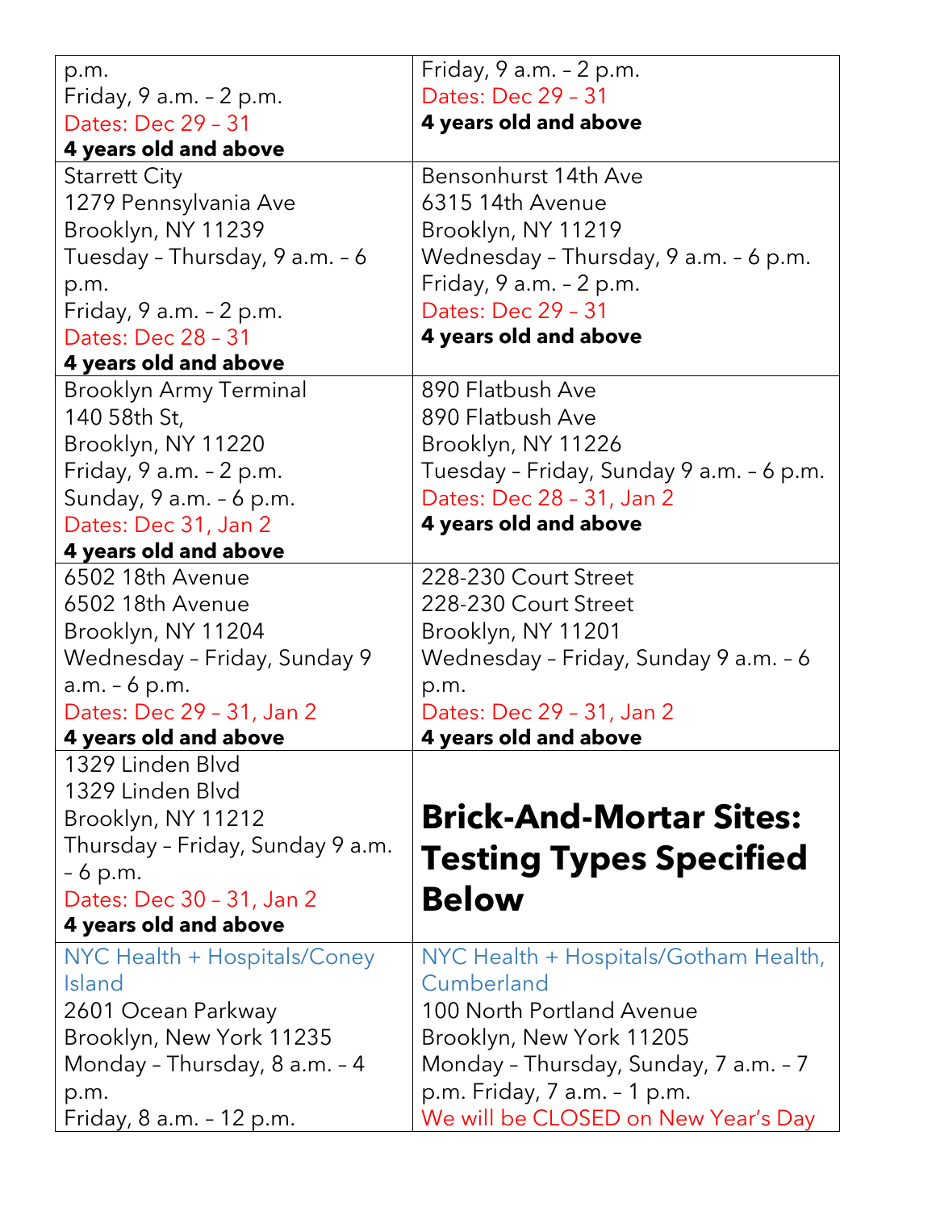| | |
|---|---|
| p.m.<br>Friday, 9 a.m. – 2 p.m.<br>Dates: Dec 29 – 31<br>**4 years old and above** | Friday, 9 a.m. – 2 p.m.<br>Dates: Dec 29 – 31<br>**4 years old and above** |
| Starrett City<br>1279 Pennsylvania Ave<br>Brooklyn, NY 11239<br>Tuesday – Thursday, 9 a.m. – 6 p.m.<br>Friday, 9 a.m. – 2 p.m.<br>Dates: Dec 28 – 31<br>**4 years old and above** | Bensonhurst 14th Ave<br>6315 14th Avenue<br>Brooklyn, NY 11219<br>Wednesday – Thursday, 9 a.m. – 6 p.m.<br>Friday, 9 a.m. – 2 p.m.<br>Dates: Dec 29 – 31<br>**4 years old and above** |
| Brooklyn Army Terminal<br>140 58th St,<br>Brooklyn, NY 11220<br>Friday, 9 a.m. – 2 p.m.<br>Sunday, 9 a.m. – 6 p.m.<br>Dates: Dec 31, Jan 2<br>**4 years old and above** | 890 Flatbush Ave<br>890 Flatbush Ave<br>Brooklyn, NY 11226<br>Tuesday – Friday, Sunday 9 a.m. – 6 p.m.<br>Dates: Dec 28 – 31, Jan 2<br>**4 years old and above** |
| 6502 18th Avenue<br>6502 18th Avenue<br>Brooklyn, NY 11204<br>Wednesday – Friday, Sunday 9 a.m. – 6 p.m.<br>Dates: Dec 29 – 31, Jan 2<br>**4 years old and above** | 228-230 Court Street<br>228-230 Court Street<br>Brooklyn, NY 11201<br>Wednesday – Friday, Sunday 9 a.m. – 6 p.m.<br>Dates: Dec 29 – 31, Jan 2<br>**4 years old and above** |
| 1329 Linden Blvd<br>1329 Linden Blvd<br>Brooklyn, NY 11212<br>Thursday – Friday, Sunday 9 a.m. – 6 p.m.<br>Dates: Dec 30 – 31, Jan 2<br>**4 years old and above** | **Brick-And-Mortar Sites: Testing Types Specified Below** |
| NYC Health + Hospitals/Coney Island<br>2601 Ocean Parkway<br>Brooklyn, New York 11235<br>Monday – Thursday, 8 a.m. – 4 p.m.<br>Friday, 8 a.m. – 12 p.m. | NYC Health + Hospitals/Gotham Health, Cumberland<br>100 North Portland Avenue<br>Brooklyn, New York 11205<br>Monday – Thursday, Sunday, 7 a.m. – 7 p.m. Friday, 7 a.m. – 1 p.m.<br>We will be CLOSED on New Year's Day |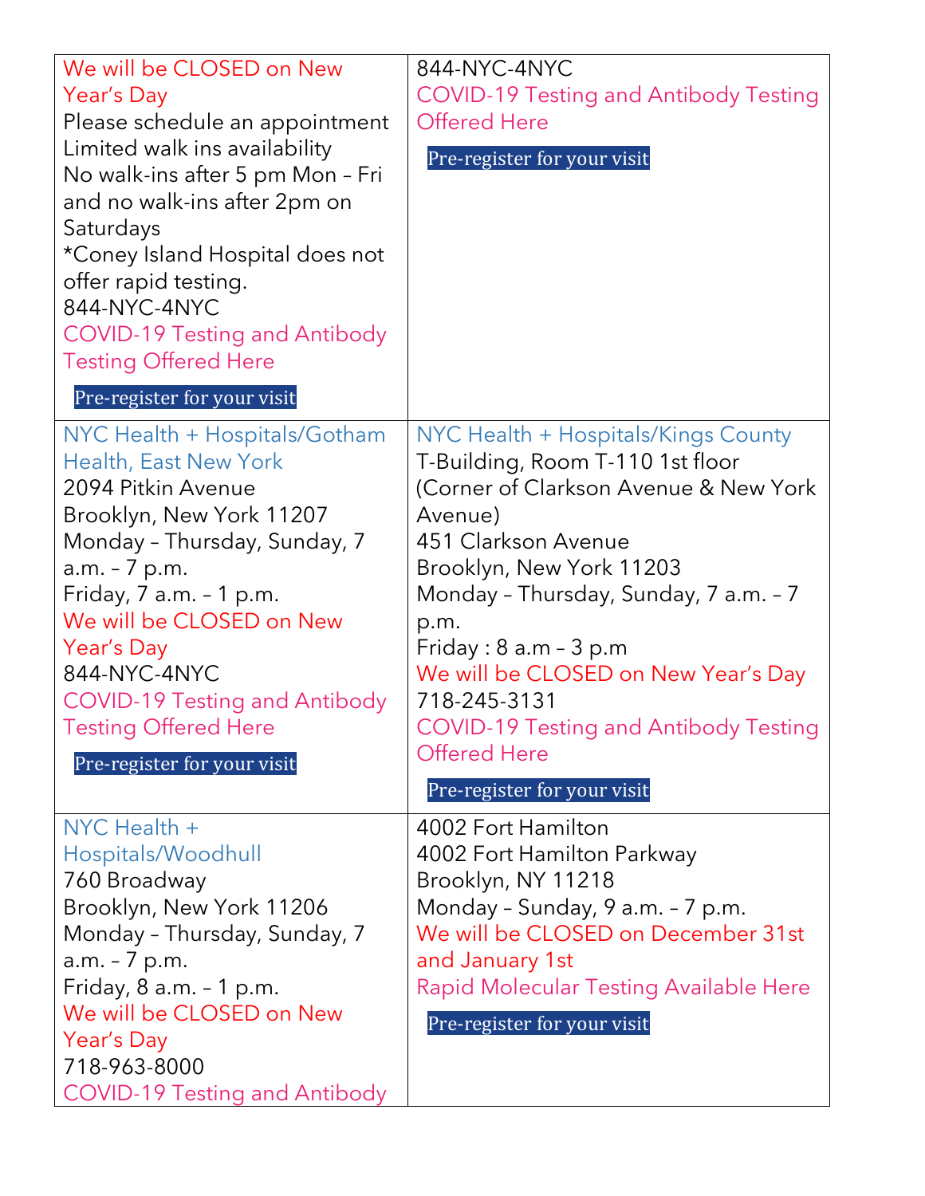| | |
|---|---|
| We will be CLOSED on New Year's Day<br>Please schedule an appointment<br>Limited walk ins availability<br>No walk-ins after 5 pm Mon – Fri and no walk-ins after 2pm on Saturdays<br>*Coney Island Hospital does not offer rapid testing.<br>844-NYC-4NYC<br>COVID-19 Testing and Antibody Testing Offered Here<br>Pre-register for your visit | 844-NYC-4NYC<br>COVID-19 Testing and Antibody Testing Offered Here<br>Pre-register for your visit |
| NYC Health + Hospitals/Gotham Health, East New York<br>2094 Pitkin Avenue<br>Brooklyn, New York 11207<br>Monday – Thursday, Sunday, 7 a.m. – 7 p.m.<br>Friday, 7 a.m. – 1 p.m.<br>We will be CLOSED on New Year's Day<br>844-NYC-4NYC<br>COVID-19 Testing and Antibody Testing Offered Here<br>Pre-register for your visit | NYC Health + Hospitals/Kings County<br>T-Building, Room T-110 1st floor (Corner of Clarkson Avenue & New York Avenue)<br>451 Clarkson Avenue<br>Brooklyn, New York 11203<br>Monday – Thursday, Sunday, 7 a.m. – 7 p.m.<br>Friday : 8 a.m – 3 p.m<br>We will be CLOSED on New Year's Day<br>718-245-3131<br>COVID-19 Testing and Antibody Testing Offered Here<br>Pre-register for your visit |
| NYC Health + Hospitals/Woodhull<br>760 Broadway<br>Brooklyn, New York 11206<br>Monday – Thursday, Sunday, 7 a.m. – 7 p.m.<br>Friday, 8 a.m. – 1 p.m.<br>We will be CLOSED on New Year's Day<br>718-963-8000<br>COVID-19 Testing and Antibody | 4002 Fort Hamilton<br>4002 Fort Hamilton Parkway<br>Brooklyn, NY 11218<br>Monday – Sunday, 9 a.m. – 7 p.m.<br>We will be CLOSED on December 31st and January 1st<br>Rapid Molecular Testing Available Here<br>Pre-register for your visit |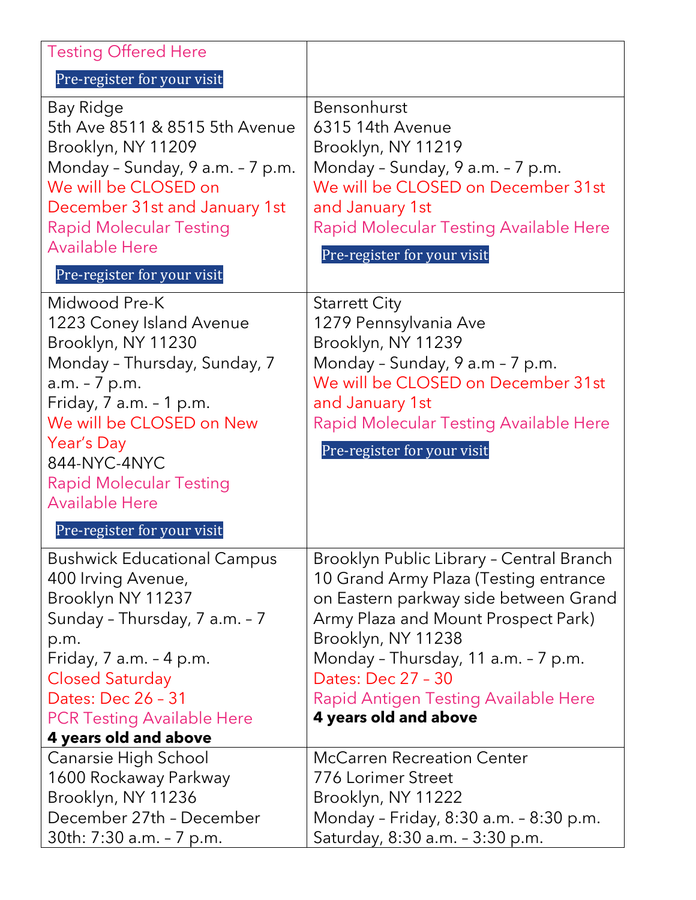| Testing Offered Here<br>Pre-register for your visit | |
|---|---|
| Bay Ridge<br>5th Ave 8511 & 8515 5th Avenue<br>Brooklyn, NY 11209<br>Monday – Sunday, 9 a.m. – 7 p.m.<br>We will be CLOSED on December 31st and January 1st<br>Rapid Molecular Testing Available Here<br>Pre-register for your visit | Bensonhurst<br>6315 14th Avenue<br>Brooklyn, NY 11219<br>Monday – Sunday, 9 a.m. – 7 p.m.<br>We will be CLOSED on December 31st and January 1st<br>Rapid Molecular Testing Available Here<br>Pre-register for your visit |
| Midwood Pre-K<br>1223 Coney Island Avenue<br>Brooklyn, NY 11230<br>Monday – Thursday, Sunday, 7 a.m. – 7 p.m.<br>Friday, 7 a.m. – 1 p.m.<br>We will be CLOSED on New Year's Day<br>844-NYC-4NYC<br>Rapid Molecular Testing Available Here<br>Pre-register for your visit | Starrett City<br>1279 Pennsylvania Ave<br>Brooklyn, NY 11239<br>Monday – Sunday, 9 a.m – 7 p.m.<br>We will be CLOSED on December 31st and January 1st<br>Rapid Molecular Testing Available Here<br>Pre-register for your visit |
| Bushwick Educational Campus<br>400 Irving Avenue,<br>Brooklyn NY 11237<br>Sunday – Thursday, 7 a.m. – 7 p.m.<br>Friday, 7 a.m. – 4 p.m.<br>Closed Saturday<br>Dates: Dec 26 – 31<br>PCR Testing Available Here<br>**4 years old and above** | Brooklyn Public Library – Central Branch<br>10 Grand Army Plaza (Testing entrance on Eastern parkway side between Grand Army Plaza and Mount Prospect Park)<br>Brooklyn, NY 11238<br>Monday – Thursday, 11 a.m. – 7 p.m.<br>Dates: Dec 27 – 30<br>Rapid Antigen Testing Available Here<br>**4 years old and above** |
| Canarsie High School<br>1600 Rockaway Parkway<br>Brooklyn, NY 11236<br>December 27th – December 30th: 7:30 a.m. – 7 p.m. | McCarren Recreation Center<br>776 Lorimer Street<br>Brooklyn, NY 11222<br>Monday – Friday, 8:30 a.m. – 8:30 p.m.<br>Saturday, 8:30 a.m. – 3:30 p.m. |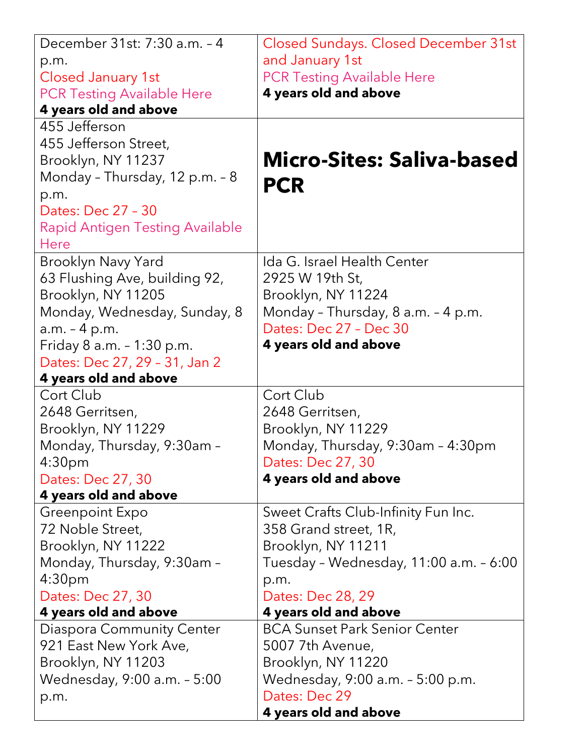| | |
|---|---|
| December 31st: 7:30 a.m. – 4 p.m.<br>Closed January 1st<br>PCR Testing Available Here<br>**4 years old and above** | Closed Sundays. Closed December 31st and January 1st<br>PCR Testing Available Here<br>**4 years old and above** |
| 455 Jefferson<br>455 Jefferson Street,<br>Brooklyn, NY 11237<br>Monday – Thursday, 12 p.m. – 8 p.m.<br>Dates: Dec 27 – 30<br>Rapid Antigen Testing Available Here | **Micro-Sites: Saliva-based PCR** |
| Brooklyn Navy Yard<br>63 Flushing Ave, building 92,<br>Brooklyn, NY 11205<br>Monday, Wednesday, Sunday, 8 a.m. – 4 p.m.<br>Friday 8 a.m. – 1:30 p.m.<br>Dates: Dec 27, 29 – 31, Jan 2<br>**4 years old and above** | Ida G. Israel Health Center<br>2925 W 19th St,<br>Brooklyn, NY 11224<br>Monday – Thursday, 8 a.m. – 4 p.m.<br>Dates: Dec 27 – Dec 30<br>**4 years old and above** |
| Cort Club<br>2648 Gerritsen,<br>Brooklyn, NY 11229<br>Monday, Thursday, 9:30am – 4:30pm<br>Dates: Dec 27, 30<br>**4 years old and above** | Cort Club<br>2648 Gerritsen,<br>Brooklyn, NY 11229<br>Monday, Thursday, 9:30am – 4:30pm<br>Dates: Dec 27, 30<br>**4 years old and above** |
| Greenpoint Expo<br>72 Noble Street,<br>Brooklyn, NY 11222<br>Monday, Thursday, 9:30am – 4:30pm<br>Dates: Dec 27, 30<br>**4 years old and above** | Sweet Crafts Club-Infinity Fun Inc.<br>358 Grand street, 1R,<br>Brooklyn, NY 11211<br>Tuesday – Wednesday, 11:00 a.m. – 6:00 p.m.<br>Dates: Dec 28, 29<br>**4 years old and above** |
| Diaspora Community Center<br>921 East New York Ave,<br>Brooklyn, NY 11203<br>Wednesday, 9:00 a.m. – 5:00 p.m. | BCA Sunset Park Senior Center<br>5007 7th Avenue,<br>Brooklyn, NY 11220<br>Wednesday, 9:00 a.m. – 5:00 p.m.<br>Dates: Dec 29<br>**4 years old and above** |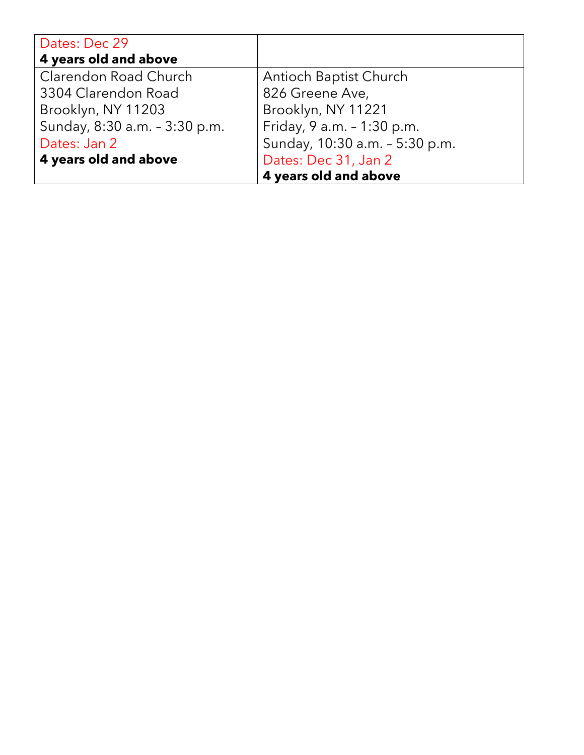| | |
|---|---|
| Dates: Dec 29<br>**4 years old and above** | |
| Clarendon Road Church<br>3304 Clarendon Road<br>Brooklyn, NY 11203<br>Sunday, 8:30 a.m. – 3:30 p.m.<br>Dates: Jan 2<br>**4 years old and above** | Antioch Baptist Church<br>826 Greene Ave,<br>Brooklyn, NY 11221<br>Friday, 9 a.m. – 1:30 p.m.<br>Sunday, 10:30 a.m. – 5:30 p.m.<br>Dates: Dec 31, Jan 2<br>**4 years old and above** |